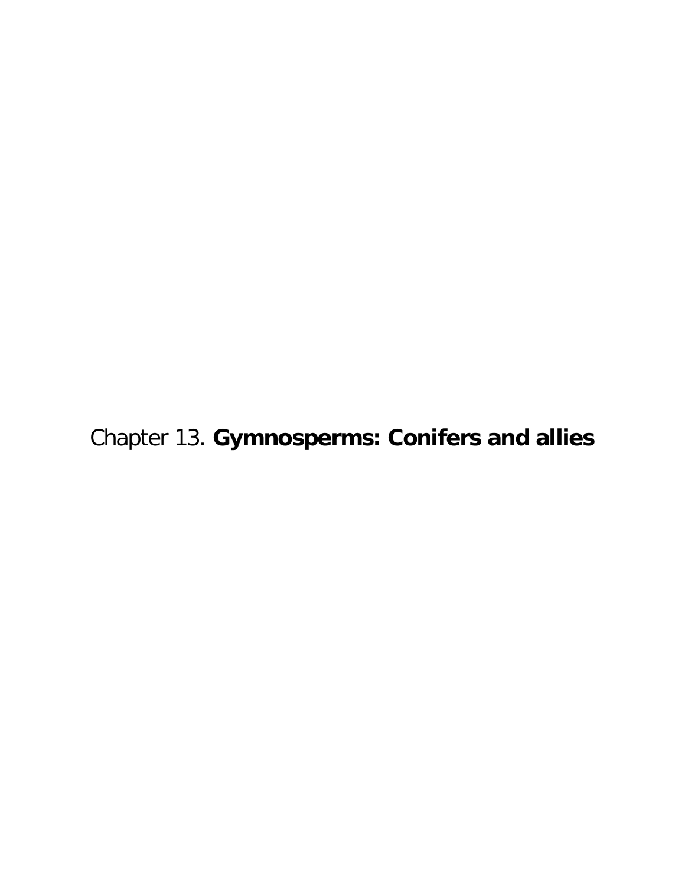# Chapter 13. **Gymnosperms: Conifers and allies**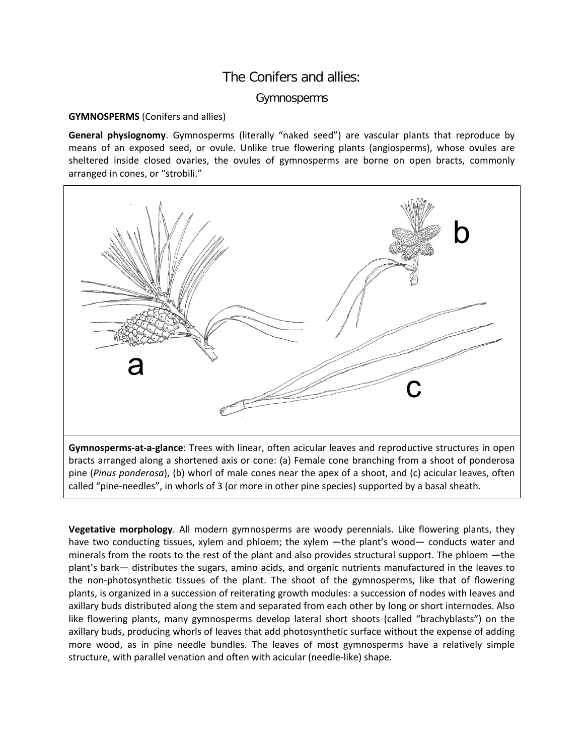# The Conifers and allies:

## Gymnosperms

**GYMNOSPERMS** (Conifers and allies)

**General physiognomy**. Gymnosperms (literally "naked seed") are vascular plants that reproduce by means of an exposed seed, or ovule. Unlike true flowering plants (angiosperms), whose ovules are sheltered inside closed ovaries, the ovules of gymnosperms are borne on open bracts, commonly arranged in cones, or "strobili."

**Gymnosperms-at-a-glance**: Trees with linear, often acicular leaves and reproductive structures in open bracts arranged along a shortened axis or cone: (a) Female cone branching from a shoot of ponderosa pine (*Pinus ponderosa*), (b) whorl of male cones near the apex of a shoot, and (c) acicular leaves, often called "pine-needles", in whorls of 3 (or more in other pine species) supported by a basal sheath.

**Vegetative morphology**. All modern gymnosperms are woody perennials. Like flowering plants, they have two conducting tissues, xylem and phloem; the xylem —the plant's wood— conducts water and minerals from the roots to the rest of the plant and also provides structural support. The phloem —the plant's bark— distributes the sugars, amino acids, and organic nutrients manufactured in the leaves to the non-photosynthetic tissues of the plant. The shoot of the gymnosperms, like that of flowering plants, is organized in a succession of reiterating growth modules: a succession of nodes with leaves and axillary buds distributed along the stem and separated from each other by long or short internodes. Also like flowering plants, many gymnosperms develop lateral short shoots (called "brachyblasts") on the axillary buds, producing whorls of leaves that add photosynthetic surface without the expense of adding more wood, as in pine needle bundles. The leaves of most gymnosperms have a relatively simple structure, with parallel venation and often with acicular (needle-like) shape.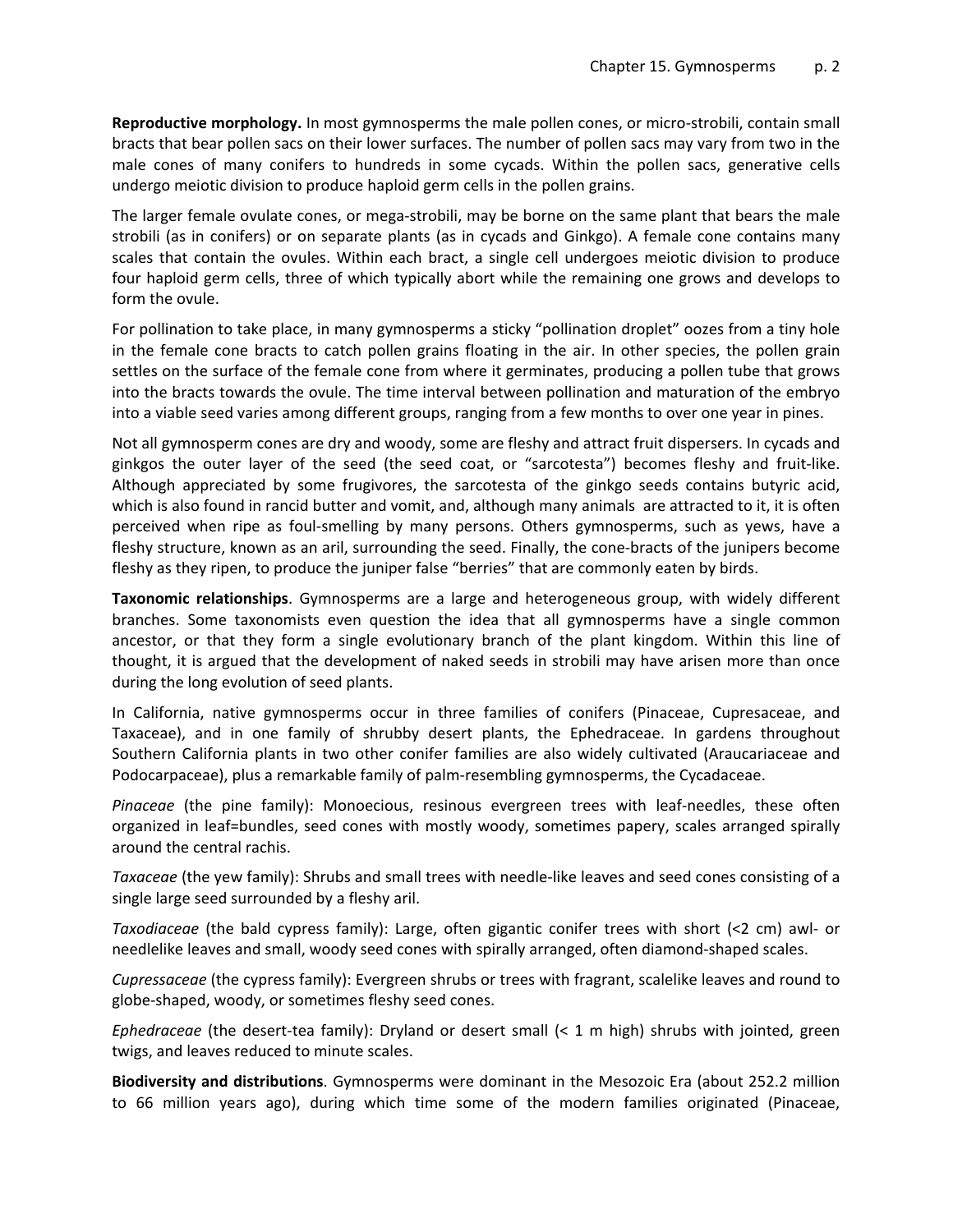**Reproductive morphology.** In most gymnosperms the male pollen cones, or micro-strobili, contain small bracts that bear pollen sacs on their lower surfaces. The number of pollen sacs may vary from two in the male cones of many conifers to hundreds in some cycads. Within the pollen sacs, generative cells undergo meiotic division to produce haploid germ cells in the pollen grains.

The larger female ovulate cones, or mega-strobili, may be borne on the same plant that bears the male strobili (as in conifers) or on separate plants (as in cycads and Ginkgo). A female cone contains many scales that contain the ovules. Within each bract, a single cell undergoes meiotic division to produce four haploid germ cells, three of which typically abort while the remaining one grows and develops to form the ovule.

For pollination to take place, in many gymnosperms a sticky "pollination droplet" oozes from a tiny hole in the female cone bracts to catch pollen grains floating in the air. In other species, the pollen grain settles on the surface of the female cone from where it germinates, producing a pollen tube that grows into the bracts towards the ovule. The time interval between pollination and maturation of the embryo into a viable seed varies among different groups, ranging from a few months to over one year in pines.

Not all gymnosperm cones are dry and woody, some are fleshy and attract fruit dispersers. In cycads and ginkgos the outer layer of the seed (the seed coat, or "sarcotesta") becomes fleshy and fruit-like. Although appreciated by some frugivores, the sarcotesta of the ginkgo seeds contains butyric acid, which is also found in rancid butter and vomit, and, although many animals are attracted to it, it is often perceived when ripe as foul-smelling by many persons. Others gymnosperms, such as yews, have a fleshy structure, known as an aril, surrounding the seed. Finally, the cone-bracts of the junipers become fleshy as they ripen, to produce the juniper false "berries" that are commonly eaten by birds.

**Taxonomic relationships**. Gymnosperms are a large and heterogeneous group, with widely different branches. Some taxonomists even question the idea that all gymnosperms have a single common ancestor, or that they form a single evolutionary branch of the plant kingdom. Within this line of thought, it is argued that the development of naked seeds in strobili may have arisen more than once during the long evolution of seed plants.

In California, native gymnosperms occur in three families of conifers (Pinaceae, Cupresaceae, and Taxaceae), and in one family of shrubby desert plants, the Ephedraceae. In gardens throughout Southern California plants in two other conifer families are also widely cultivated (Araucariaceae and Podocarpaceae), plus a remarkable family of palm-resembling gymnosperms, the Cycadaceae.

*Pinaceae* (the pine family): Monoecious, resinous evergreen trees with leaf-needles, these often organized in leaf=bundles, seed cones with mostly woody, sometimes papery, scales arranged spirally around the central rachis.

*Taxaceae* (the yew family): Shrubs and small trees with needle-like leaves and seed cones consisting of a single large seed surrounded by a fleshy aril.

*Taxodiaceae* (the bald cypress family): Large, often gigantic conifer trees with short (<2 cm) awl- or needlelike leaves and small, woody seed cones with spirally arranged, often diamond-shaped scales.

*Cupressaceae* (the cypress family): Evergreen shrubs or trees with fragrant, scalelike leaves and round to globe-shaped, woody, or sometimes fleshy seed cones.

*Ephedraceae* (the desert-tea family): Dryland or desert small (< 1 m high) shrubs with jointed, green twigs, and leaves reduced to minute scales.

**Biodiversity and distributions**. Gymnosperms were dominant in the Mesozoic Era (about 252.2 million to 66 million years ago), during which time some of the modern families originated (Pinaceae,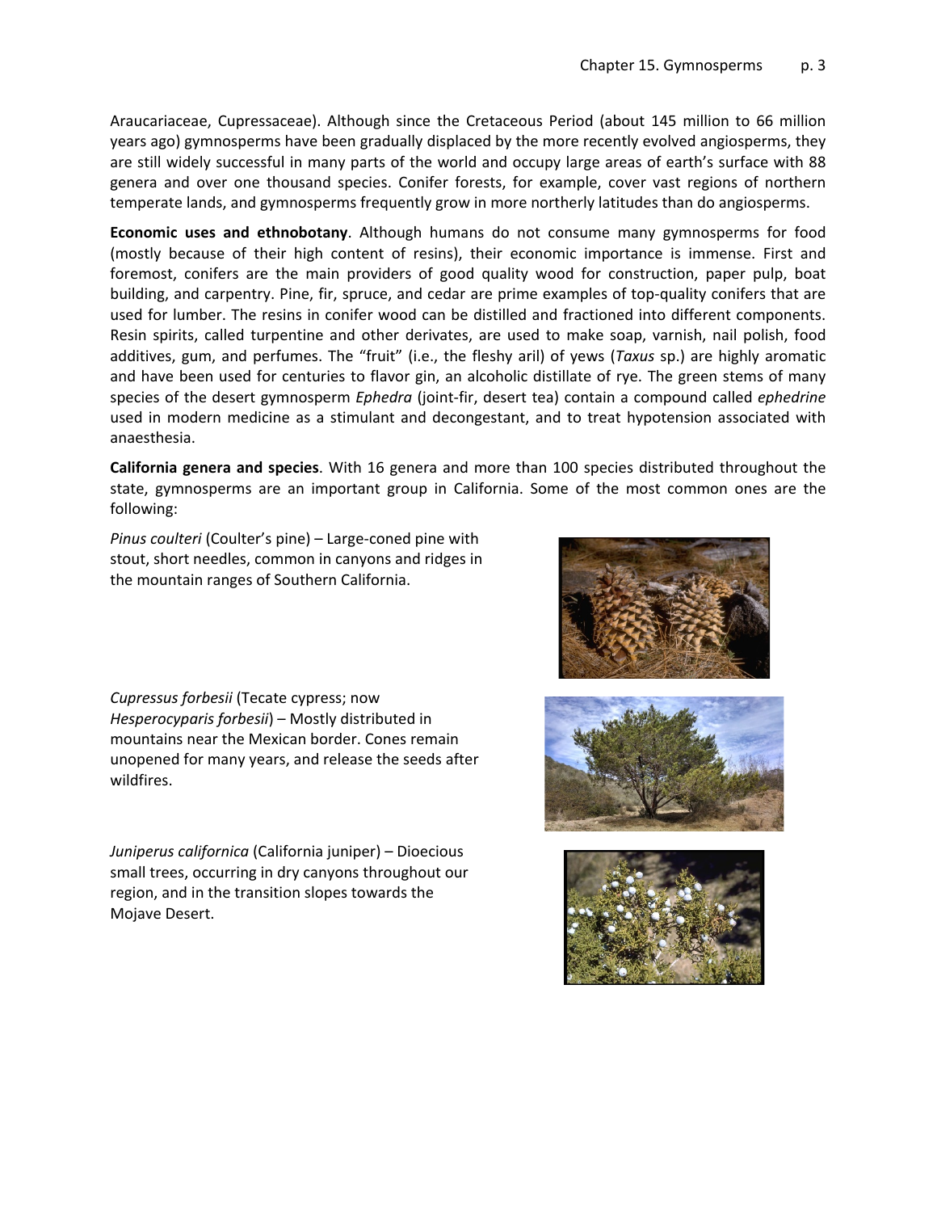Araucariaceae, Cupressaceae). Although since the Cretaceous Period (about 145 million to 66 million years ago) gymnosperms have been gradually displaced by the more recently evolved angiosperms, they are still widely successful in many parts of the world and occupy large areas of earth's surface with 88 genera and over one thousand species. Conifer forests, for example, cover vast regions of northern temperate lands, and gymnosperms frequently grow in more northerly latitudes than do angiosperms.

**Economic uses and ethnobotany**. Although humans do not consume many gymnosperms for food (mostly because of their high content of resins), their economic importance is immense. First and foremost, conifers are the main providers of good quality wood for construction, paper pulp, boat building, and carpentry. Pine, fir, spruce, and cedar are prime examples of top-quality conifers that are used for lumber. The resins in conifer wood can be distilled and fractioned into different components. Resin spirits, called turpentine and other derivates, are used to make soap, varnish, nail polish, food additives, gum, and perfumes. The "fruit" (i.e., the fleshy aril) of yews (*Taxus* sp.) are highly aromatic and have been used for centuries to flavor gin, an alcoholic distillate of rye. The green stems of many species of the desert gymnosperm *Ephedra* (joint-fir, desert tea) contain a compound called *ephedrine* used in modern medicine as a stimulant and decongestant, and to treat hypotension associated with anaesthesia.

**California genera and species**. With 16 genera and more than 100 species distributed throughout the state, gymnosperms are an important group in California. Some of the most common ones are the following:

*Pinus coulteri* (Coulter's pine) – Large-coned pine with stout, short needles, common in canyons and ridges in the mountain ranges of Southern California.

*Cupressus forbesii* (Tecate cypress; now *Hesperocyparis forbesii*) – Mostly distributed in mountains near the Mexican border. Cones remain unopened for many years, and release the seeds after wildfires.

*Juniperus californica* (California juniper) – Dioecious small trees, occurring in dry canyons throughout our region, and in the transition slopes towards the Mojave Desert.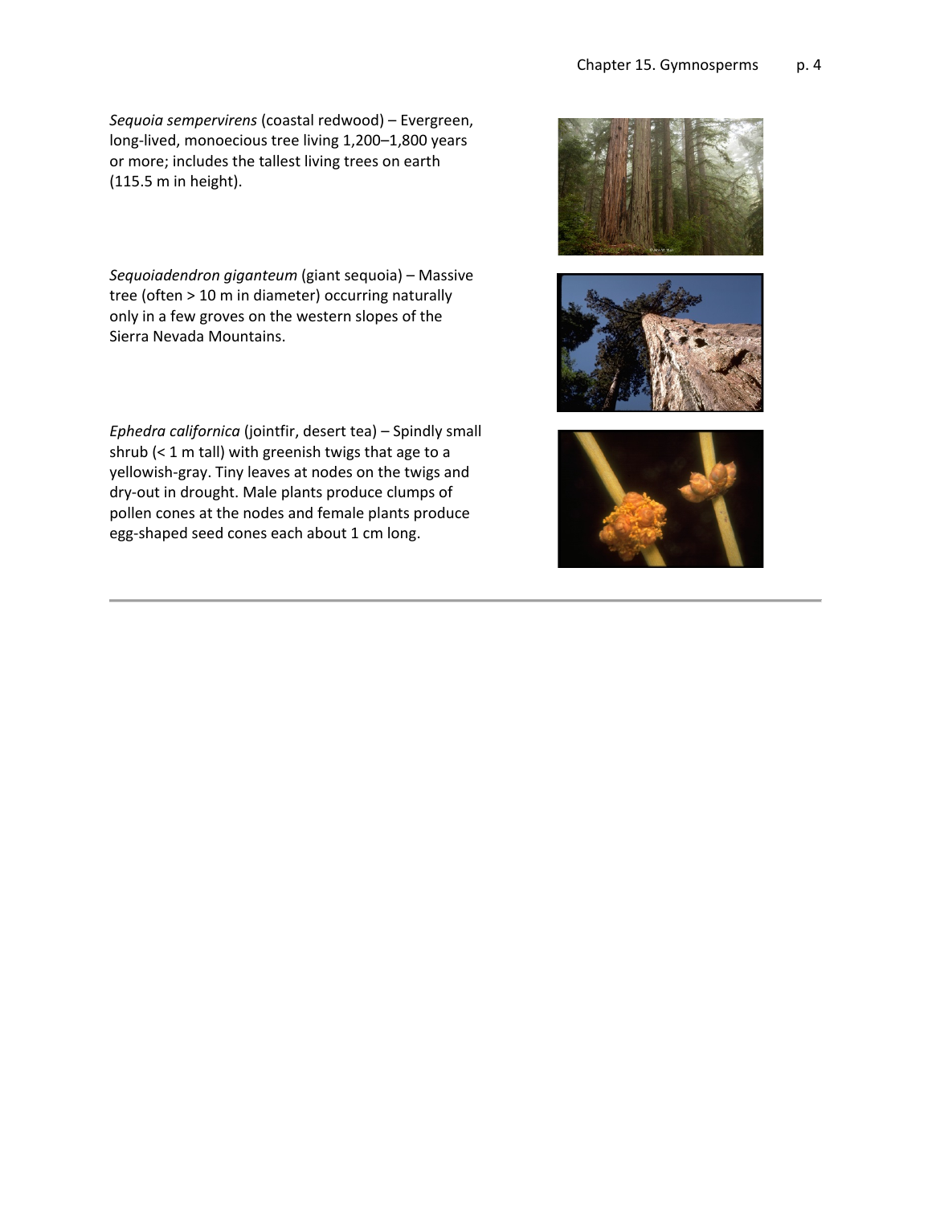*Sequoia sempervirens* (coastal redwood) – Evergreen, long-lived, monoecious tree living 1,200–1,800 years or more; includes the tallest living trees on earth (115.5 m in height).

*Sequoiadendron giganteum* (giant sequoia) – Massive tree (often > 10 m in diameter) occurring naturally only in a few groves on the western slopes of the Sierra Nevada Mountains.

*Ephedra californica* (jointfir, desert tea) – Spindly small shrub (< 1 m tall) with greenish twigs that age to a yellowish-gray. Tiny leaves at nodes on the twigs and dry-out in drought. Male plants produce clumps of pollen cones at the nodes and female plants produce egg-shaped seed cones each about 1 cm long.